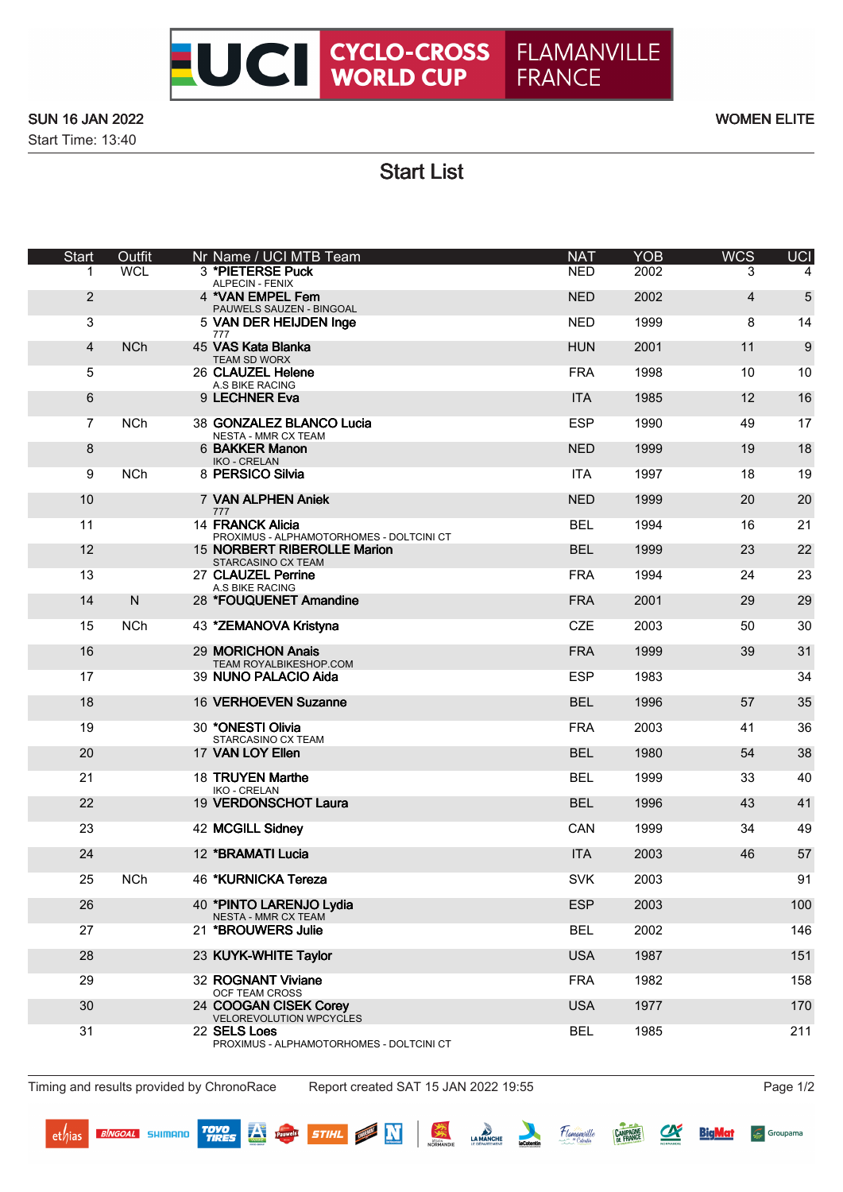# UCI CYCLO-CROSS WORLD CUP FLAMANVILLE FRANCE

SUN 16 JAN 2022

WOMEN ELITE

Start Time: 13:40

## Start List

| Start | Outfit | Nr | Name / UCI MTB Team | NAT | YOB | WCS | UCI |
|---|---|---|---|---|---|---|---|
| 1 | WCL | 3 | **\*PIETERSE Puck**<br>ALPECIN - FENIX | NED | 2002 | 3 | 4 |
| 2 | | 4 | **\*VAN EMPEL Fem**<br>PAUWELS SAUZEN - BINGOAL | NED | 2002 | 4 | 5 |
| 3 | | 5 | **VAN DER HEIJDEN Inge**<br>777 | NED | 1999 | 8 | 14 |
| 4 | NCh | 45 | **VAS Kata Blanka**<br>TEAM SD WORX | HUN | 2001 | 11 | 9 |
| 5 | | 26 | **CLAUZEL Helene**<br>A.S BIKE RACING | FRA | 1998 | 10 | 10 |
| 6 | | 9 | **LECHNER Eva** | ITA | 1985 | 12 | 16 |
| 7 | NCh | 38 | **GONZALEZ BLANCO Lucia**<br>NESTA - MMR CX TEAM | ESP | 1990 | 49 | 17 |
| 8 | | 6 | **BAKKER Manon**<br>IKO - CRELAN | NED | 1999 | 19 | 18 |
| 9 | NCh | 8 | **PERSICO Silvia** | ITA | 1997 | 18 | 19 |
| 10 | | 7 | **VAN ALPHEN Aniek**<br>777 | NED | 1999 | 20 | 20 |
| 11 | | 14 | **FRANCK Alicia**<br>PROXIMUS - ALPHAMOTORHOMES - DOLTCINI CT | BEL | 1994 | 16 | 21 |
| 12 | | 15 | **NORBERT RIBEROLLE Marion**<br>STARCASINO CX TEAM | BEL | 1999 | 23 | 22 |
| 13 | | 27 | **CLAUZEL Perrine**<br>A.S BIKE RACING | FRA | 1994 | 24 | 23 |
| 14 | N | 28 | **\*FOUQUENET Amandine** | FRA | 2001 | 29 | 29 |
| 15 | NCh | 43 | **\*ZEMANOVA Kristyna** | CZE | 2003 | 50 | 30 |
| 16 | | 29 | **MORICHON Anais**<br>TEAM ROYALBIKESHOP.COM | FRA | 1999 | 39 | 31 |
| 17 | | 39 | **NUNO PALACIO Aida** | ESP | 1983 | | 34 |
| 18 | | 16 | **VERHOEVEN Suzanne** | BEL | 1996 | 57 | 35 |
| 19 | | 30 | **\*ONESTI Olivia**<br>STARCASINO CX TEAM | FRA | 2003 | 41 | 36 |
| 20 | | 17 | **VAN LOY Ellen** | BEL | 1980 | 54 | 38 |
| 21 | | 18 | **TRUYEN Marthe**<br>IKO - CRELAN | BEL | 1999 | 33 | 40 |
| 22 | | 19 | **VERDONSCHOT Laura** | BEL | 1996 | 43 | 41 |
| 23 | | 42 | **MCGILL Sidney** | CAN | 1999 | 34 | 49 |
| 24 | | 12 | **\*BRAMATI Lucia** | ITA | 2003 | 46 | 57 |
| 25 | NCh | 46 | **\*KURNICKA Tereza** | SVK | 2003 | | 91 |
| 26 | | 40 | **\*PINTO LARENJO Lydia**<br>NESTA - MMR CX TEAM | ESP | 2003 | | 100 |
| 27 | | 21 | **\*BROUWERS Julie** | BEL | 2002 | | 146 |
| 28 | | 23 | **KUYK-WHITE Taylor** | USA | 1987 | | 151 |
| 29 | | 32 | **ROGNANT Viviane**<br>OCF TEAM CROSS | FRA | 1982 | | 158 |
| 30 | | 24 | **COOGAN CISEK Corey**<br>VELOREVOLUTION WPCYCLES | USA | 1977 | | 170 |
| 31 | | 22 | **SELS Loes**<br>PROXIMUS - ALPHAMOTORHOMES - DOLTCINI CT | BEL | 1985 | | 211 |

Timing and results provided by ChronoRace — Report created SAT 15 JAN 2022 19:55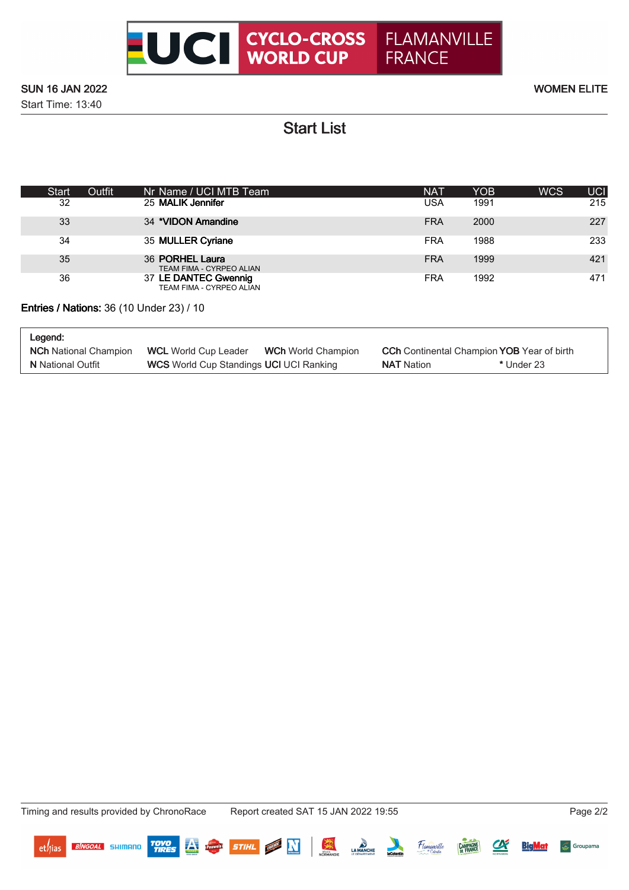UCI CYCLO-CROSS WORLD CUP FLAMANVILLE FRANCE

SUN 16 JAN 2022 | WOMEN ELITE

Start Time: 13:40

# Start List

| Start | Outfit | Nr | Name / UCI MTB Team | NAT | YOB | WCS | UCI |
|---|---|---|---|---|---|---|---|
| 32 | | 25 | **MALIK Jennifer** | USA | 1991 | | 215 |
| 33 | | 34 | ***VIDON Amandine** | FRA | 2000 | | 227 |
| 34 | | 35 | **MULLER Cyriane** | FRA | 1988 | | 233 |
| 35 | | 36 | **PORHEL Laura** TEAM FIMA - CYRPEO ALIAN | FRA | 1999 | | 421 |
| 36 | | 37 | **LE DANTEC Gwennig** TEAM FIMA - CYRPEO ALIAN | FRA | 1992 | | 471 |

**Entries / Nations:** 36 (10 Under 23) / 10

**Legend:**

**NCh** National Champion | **WCL** World Cup Leader | **WCh** World Champion | **CCh** Continental Champion | **YOB** Year of birth

**N** National Outfit | **WCS** World Cup Standings | **UCI** UCI Ranking | **NAT** Nation | * Under 23

Timing and results provided by ChronoRace | Report created SAT 15 JAN 2022 19:55